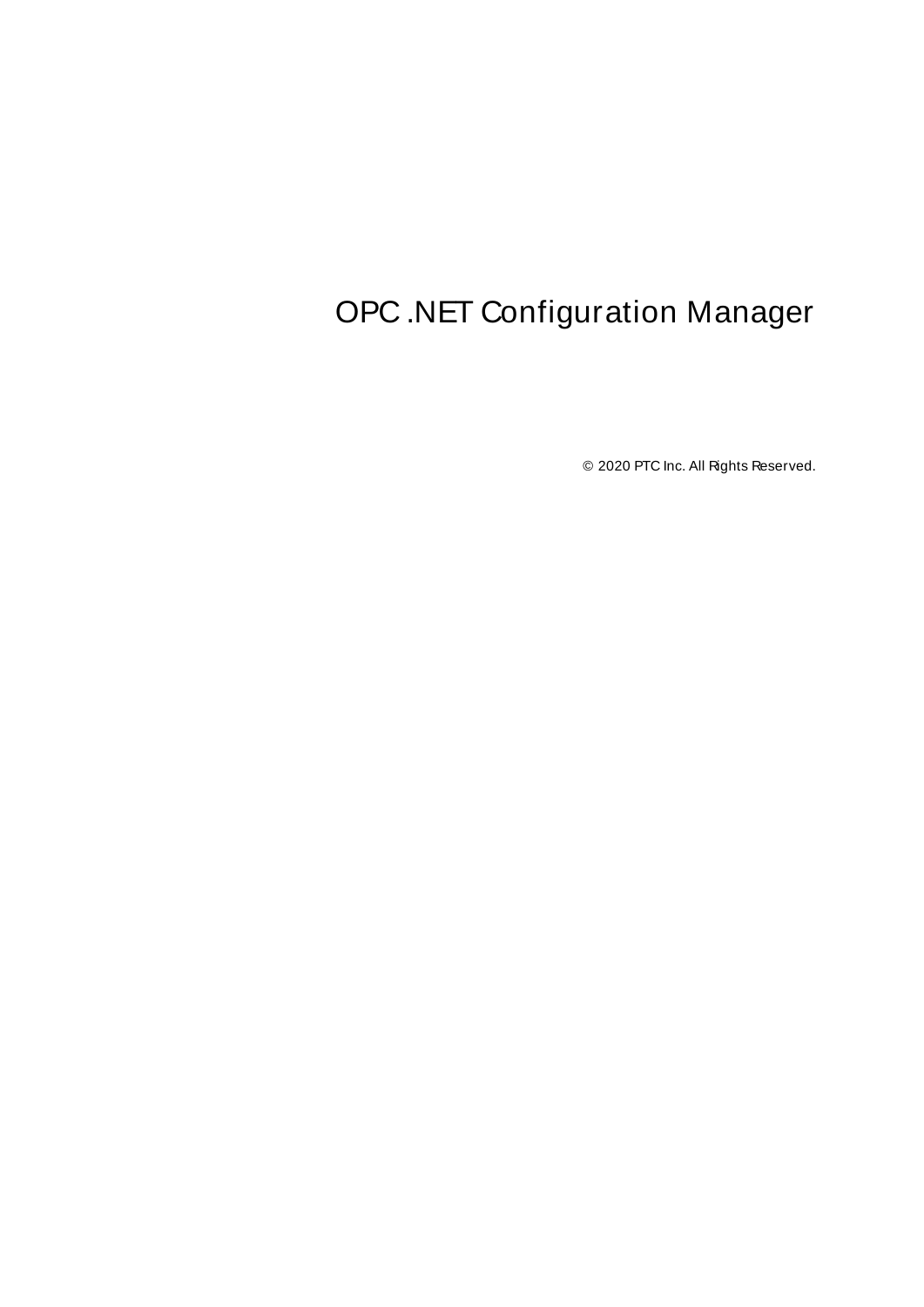# OPC .NET Configuration Manager

© 2020 PTC Inc. All Rights Reserved.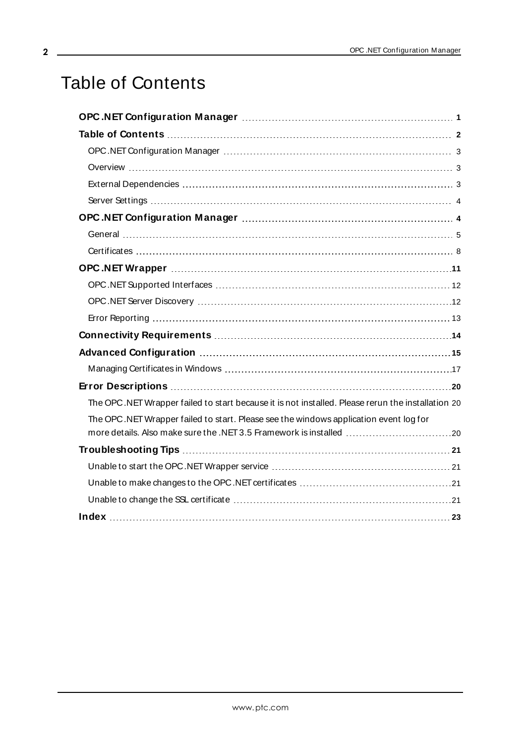# Table of Contents

**OPC .NET Configuration Manager** ..... **1**

**Table of Contents** ..... **2**

OPC .NET Configuration Manager ..... 3

Overview ..... 3

External Dependencies ..... 3

Server Settings ..... 4

**OPC .NET Configuration Manager** ..... **4**

General ..... 5

Certificates ..... 8

**OPC .NET Wrapper** ..... **11**

OPC .NET Supported Interfaces ..... 12

OPC .NET Server Discovery ..... 12

Error Reporting ..... 13

**Connectivity Requirements** ..... **14**

**Advanced Configuration** ..... **15**

Managing Certificates in Windows ..... 17

**Error Descriptions** ..... **20**

The OPC .NET Wrapper failed to start because it is not installed. Please rerun the installation ..... 20

The OPC .NET Wrapper failed to start. Please see the windows application event log for more details. Also make sure the .NET 3.5 Framework is installed ..... 20

**Troubleshooting Tips** ..... **21**

Unable to start the OPC .NET Wrapper service ..... 21

Unable to make changes to the OPC .NET certificates ..... 21

Unable to change the SSL certificate ..... 21

**Index** ..... **23**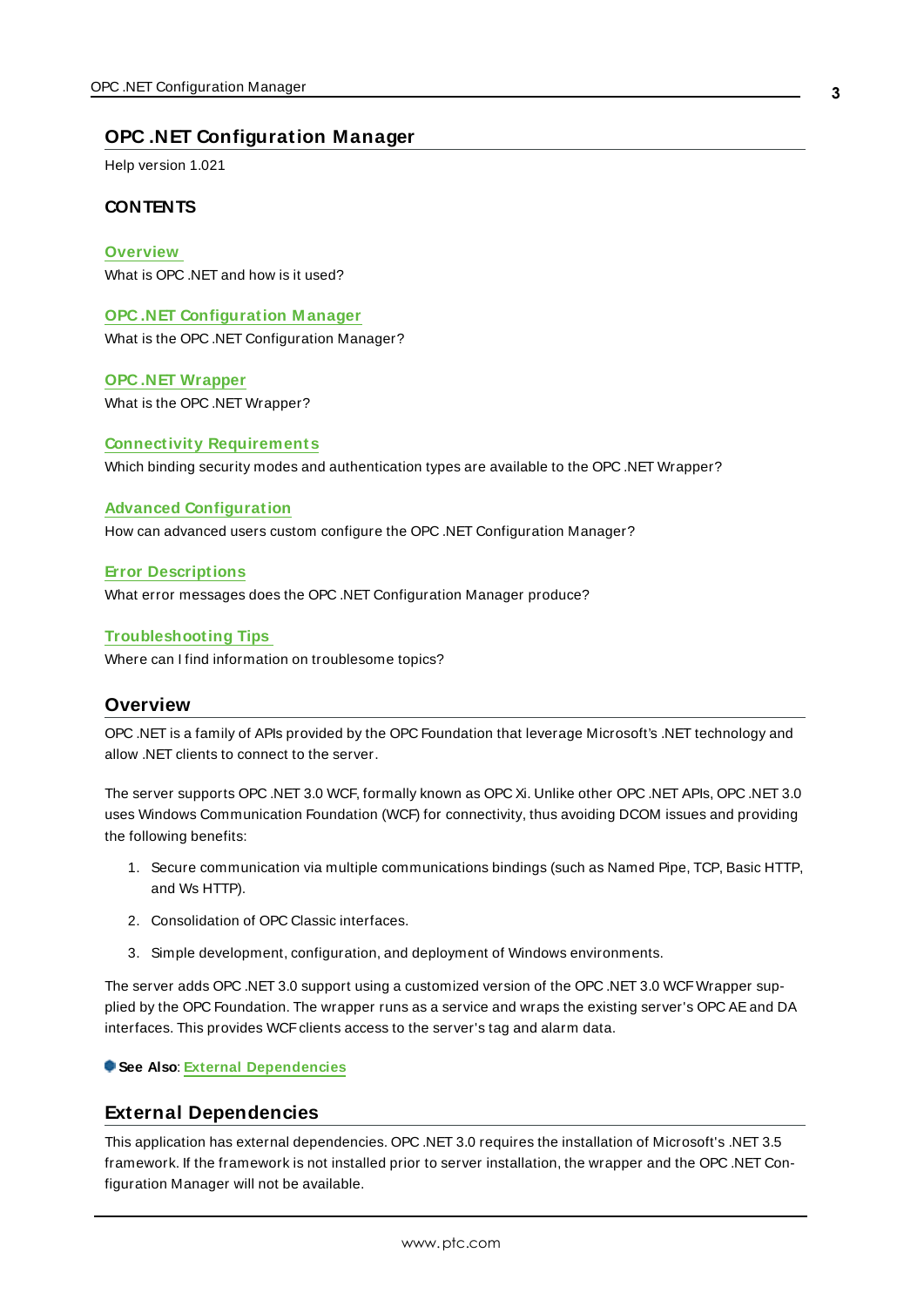# OPC .NET Configuration Manager

Help version 1.021

## CONTENTS

**Overview**
What is OPC .NET and how is it used?

**OPC .NET Configuration Manager**
What is the OPC .NET Configuration Manager?

**OPC .NET Wrapper**
What is the OPC .NET Wrapper?

**Connectivity Requirements**
Which binding security modes and authentication types are available to the OPC .NET Wrapper?

**Advanced Configuration**
How can advanced users custom configure the OPC .NET Configuration Manager?

**Error Descriptions**
What error messages does the OPC .NET Configuration Manager produce?

**Troubleshooting Tips**
Where can I find information on troublesome topics?

## Overview

OPC .NET is a family of APIs provided by the OPC Foundation that leverage Microsoft's .NET technology and allow .NET clients to connect to the server.

The server supports OPC .NET 3.0 WCF, formally known as OPC Xi. Unlike other OPC .NET APIs, OPC .NET 3.0 uses Windows Communication Foundation (WCF) for connectivity, thus avoiding DCOM issues and providing the following benefits:

1. Secure communication via multiple communications bindings (such as Named Pipe, TCP, Basic HTTP, and Ws HTTP).
2. Consolidation of OPC Classic interfaces.
3. Simple development, configuration, and deployment of Windows environments.

The server adds OPC .NET 3.0 support using a customized version of the OPC .NET 3.0 WCF Wrapper supplied by the OPC Foundation. The wrapper runs as a service and wraps the existing server's OPC AE and DA interfaces. This provides WCF clients access to the server's tag and alarm data.

**See Also**: External Dependencies

## External Dependencies

This application has external dependencies. OPC .NET 3.0 requires the installation of Microsoft's .NET 3.5 framework. If the framework is not installed prior to server installation, the wrapper and the OPC .NET Configuration Manager will not be available.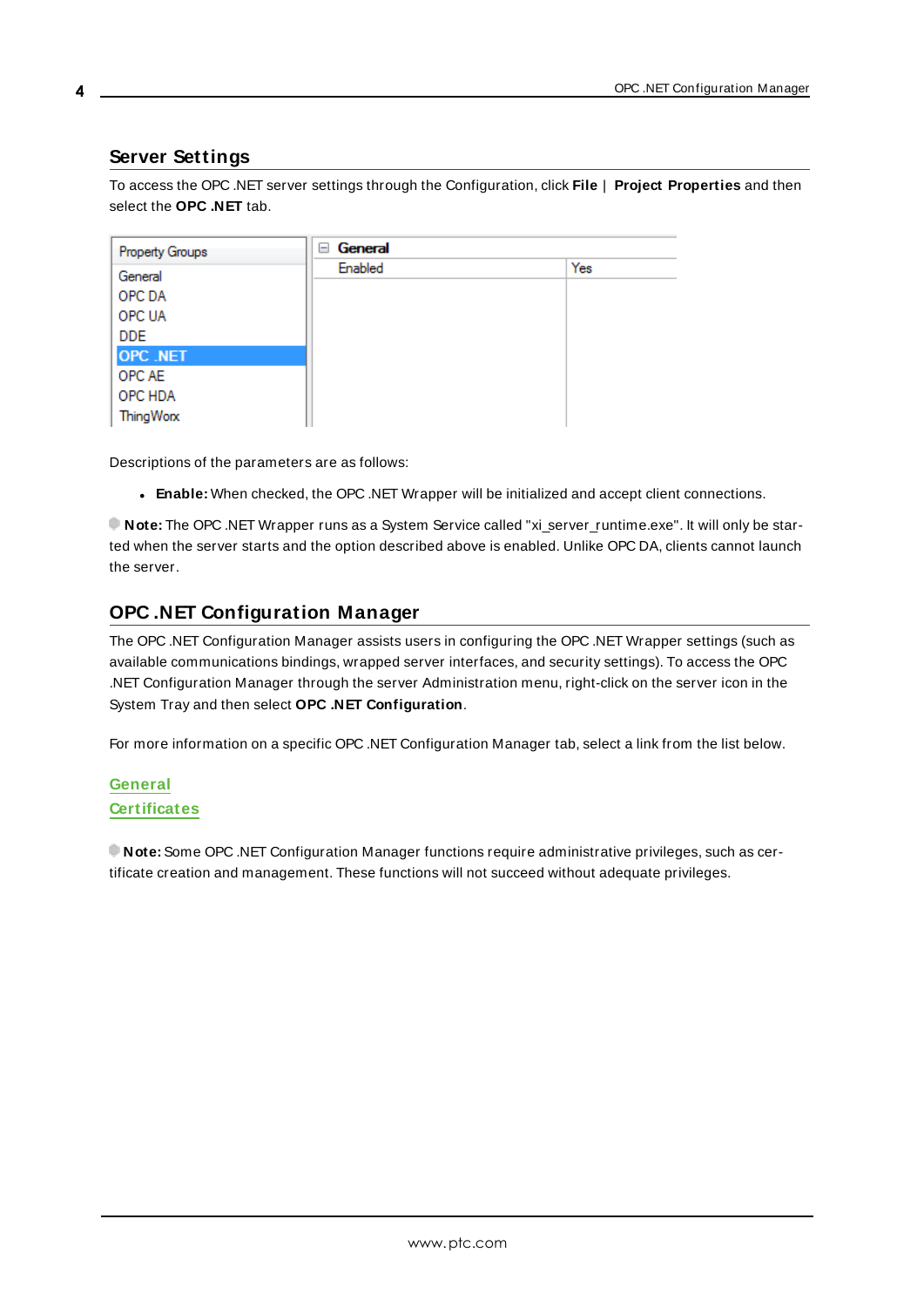## Server Settings

To access the OPC .NET server settings through the Configuration, click **File** | **Project Properties** and then select the **OPC .NET** tab.

| Property Groups | General | |
|---|---|---|
| General | Enabled | Yes |
| OPC DA | | |
| OPC UA | | |
| DDE | | |
| OPC .NET | | |
| OPC AE | | |
| OPC HDA | | |
| ThingWorx | | |

Descriptions of the parameters are as follows:

- **Enable:** When checked, the OPC .NET Wrapper will be initialized and accept client connections.

**Note:** The OPC .NET Wrapper runs as a System Service called "xi_server_runtime.exe". It will only be started when the server starts and the option described above is enabled. Unlike OPC DA, clients cannot launch the server.

## OPC .NET Configuration Manager

The OPC .NET Configuration Manager assists users in configuring the OPC .NET Wrapper settings (such as available communications bindings, wrapped server interfaces, and security settings). To access the OPC .NET Configuration Manager through the server Administration menu, right-click on the server icon in the System Tray and then select **OPC .NET Configuration**.

For more information on a specific OPC .NET Configuration Manager tab, select a link from the list below.

General
Certificates

**Note:** Some OPC .NET Configuration Manager functions require administrative privileges, such as certificate creation and management. These functions will not succeed without adequate privileges.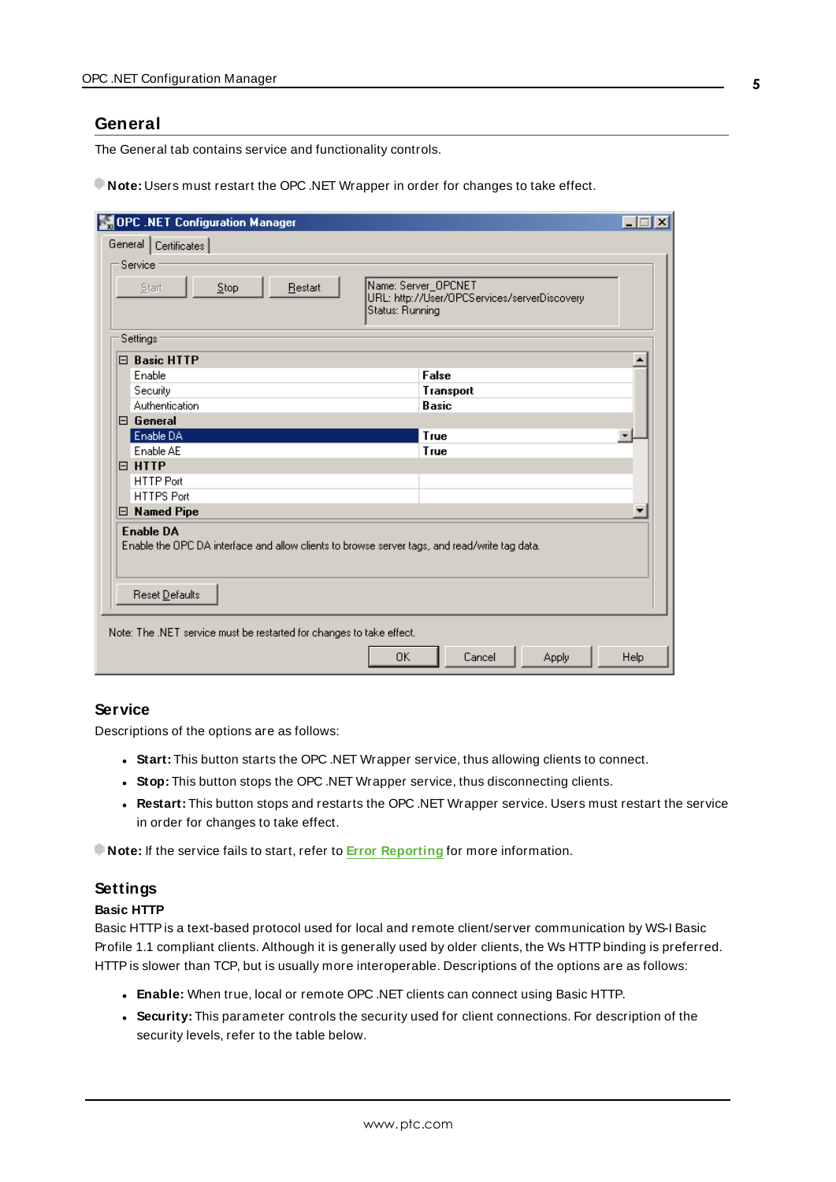## General

The General tab contains service and functionality controls.

**Note:** Users must restart the OPC .NET Wrapper in order for changes to take effect.

### Service

Descriptions of the options are as follows:

- **Start:** This button starts the OPC .NET Wrapper service, thus allowing clients to connect.
- **Stop:** This button stops the OPC .NET Wrapper service, thus disconnecting clients.
- **Restart:** This button stops and restarts the OPC .NET Wrapper service. Users must restart the service in order for changes to take effect.

**Note:** If the service fails to start, refer to **Error Reporting** for more information.

### Settings

**Basic HTTP**

Basic HTTP is a text-based protocol used for local and remote client/server communication by WS-I Basic Profile 1.1 compliant clients. Although it is generally used by older clients, the Ws HTTP binding is preferred. HTTP is slower than TCP, but is usually more interoperable. Descriptions of the options are as follows:

- **Enable:** When true, local or remote OPC .NET clients can connect using Basic HTTP.
- **Security:** This parameter controls the security used for client connections. For description of the security levels, refer to the table below.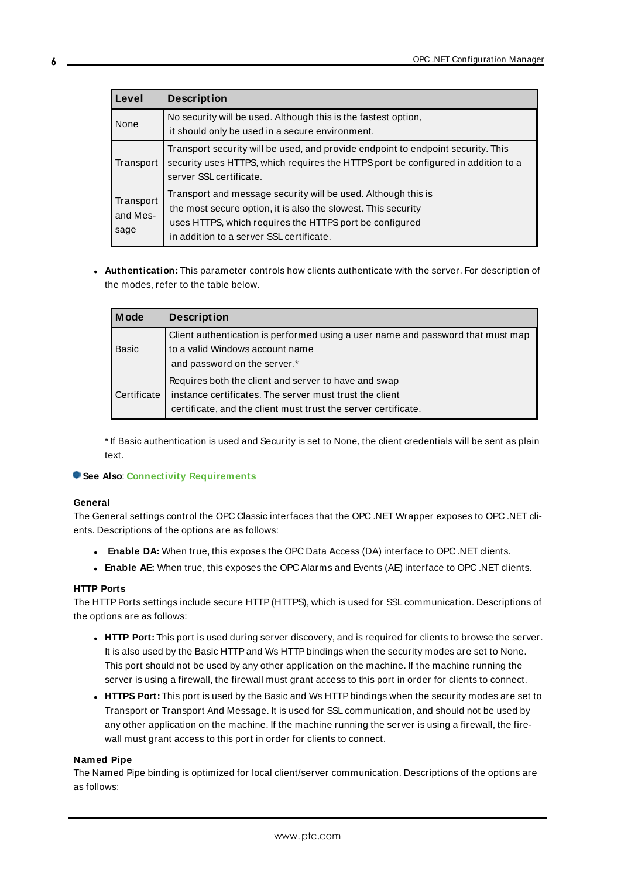| Level | Description |
| --- | --- |
| None | No security will be used. Although this is the fastest option, it should only be used in a secure environment. |
| Transport | Transport security will be used, and provide endpoint to endpoint security. This security uses HTTPS, which requires the HTTPS port be configured in addition to a server SSL certificate. |
| Transport and Message | Transport and message security will be used. Although this is the most secure option, it is also the slowest. This security uses HTTPS, which requires the HTTPS port be configured in addition to a server SSL certificate. |

- **Authentication:** This parameter controls how clients authenticate with the server. For description of the modes, refer to the table below.

| Mode | Description |
| --- | --- |
| Basic | Client authentication is performed using a user name and password that must map to a valid Windows account name and password on the server.* |
| Certificate | Requires both the client and server to have and swap instance certificates. The server must trust the client certificate, and the client must trust the server certificate. |

* If Basic authentication is used and Security is set to None, the client credentials will be sent as plain text.

**See Also**: Connectivity Requirements

#### General

The General settings control the OPC Classic interfaces that the OPC .NET Wrapper exposes to OPC .NET clients. Descriptions of the options are as follows:

- **Enable DA:** When true, this exposes the OPC Data Access (DA) interface to OPC .NET clients.
- **Enable AE:** When true, this exposes the OPC Alarms and Events (AE) interface to OPC .NET clients.

#### HTTP Ports

The HTTP Ports settings include secure HTTP (HTTPS), which is used for SSL communication. Descriptions of the options are as follows:

- **HTTP Port:** This port is used during server discovery, and is required for clients to browse the server. It is also used by the Basic HTTP and Ws HTTP bindings when the security modes are set to None. This port should not be used by any other application on the machine. If the machine running the server is using a firewall, the firewall must grant access to this port in order for clients to connect.
- **HTTPS Port:** This port is used by the Basic and Ws HTTP bindings when the security modes are set to Transport or Transport And Message. It is used for SSL communication, and should not be used by any other application on the machine. If the machine running the server is using a firewall, the firewall must grant access to this port in order for clients to connect.

#### Named Pipe

The Named Pipe binding is optimized for local client/server communication. Descriptions of the options are as follows: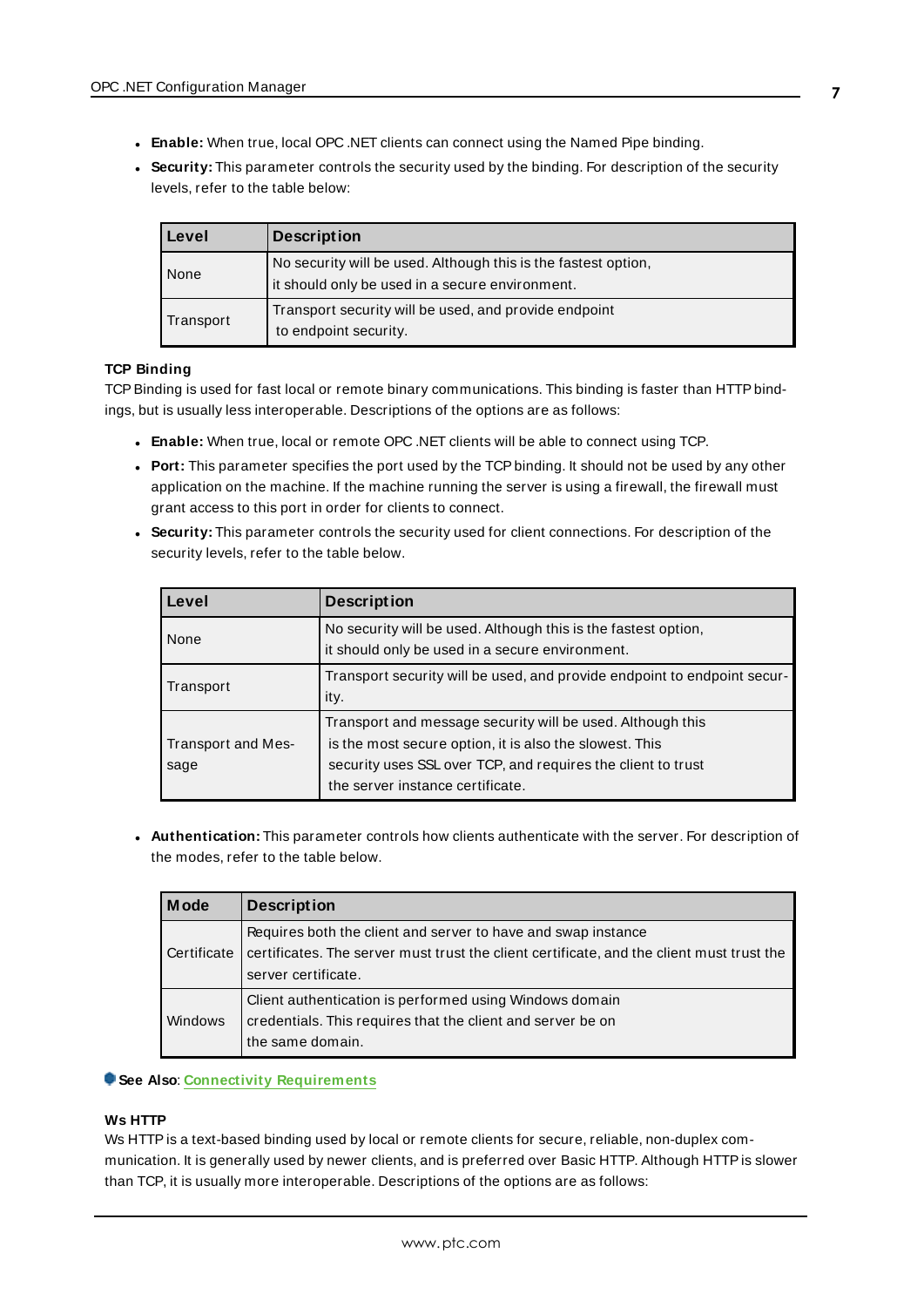- **Enable:** When true, local OPC .NET clients can connect using the Named Pipe binding.
- **Security:** This parameter controls the security used by the binding. For description of the security levels, refer to the table below:

| Level | Description |
|---|---|
| None | No security will be used. Although this is the fastest option, it should only be used in a secure environment. |
| Transport | Transport security will be used, and provide endpoint to endpoint security. |

**TCP Binding**

TCP Binding is used for fast local or remote binary communications. This binding is faster than HTTP bindings, but is usually less interoperable. Descriptions of the options are as follows:

- **Enable:** When true, local or remote OPC .NET clients will be able to connect using TCP.
- **Port:** This parameter specifies the port used by the TCP binding. It should not be used by any other application on the machine. If the machine running the server is using a firewall, the firewall must grant access to this port in order for clients to connect.
- **Security:** This parameter controls the security used for client connections. For description of the security levels, refer to the table below.

| Level | Description |
|---|---|
| None | No security will be used. Although this is the fastest option, it should only be used in a secure environment. |
| Transport | Transport security will be used, and provide endpoint to endpoint security. |
| Transport and Message | Transport and message security will be used. Although this is the most secure option, it is also the slowest. This security uses SSL over TCP, and requires the client to trust the server instance certificate. |

- **Authentication:** This parameter controls how clients authenticate with the server. For description of the modes, refer to the table below.

| Mode | Description |
|---|---|
| Certificate | Requires both the client and server to have and swap instance certificates. The server must trust the client certificate, and the client must trust the server certificate. |
| Windows | Client authentication is performed using Windows domain credentials. This requires that the client and server be on the same domain. |

**See Also**: Connectivity Requirements

**Ws HTTP**

Ws HTTP is a text-based binding used by local or remote clients for secure, reliable, non-duplex communication. It is generally used by newer clients, and is preferred over Basic HTTP. Although HTTP is slower than TCP, it is usually more interoperable. Descriptions of the options are as follows: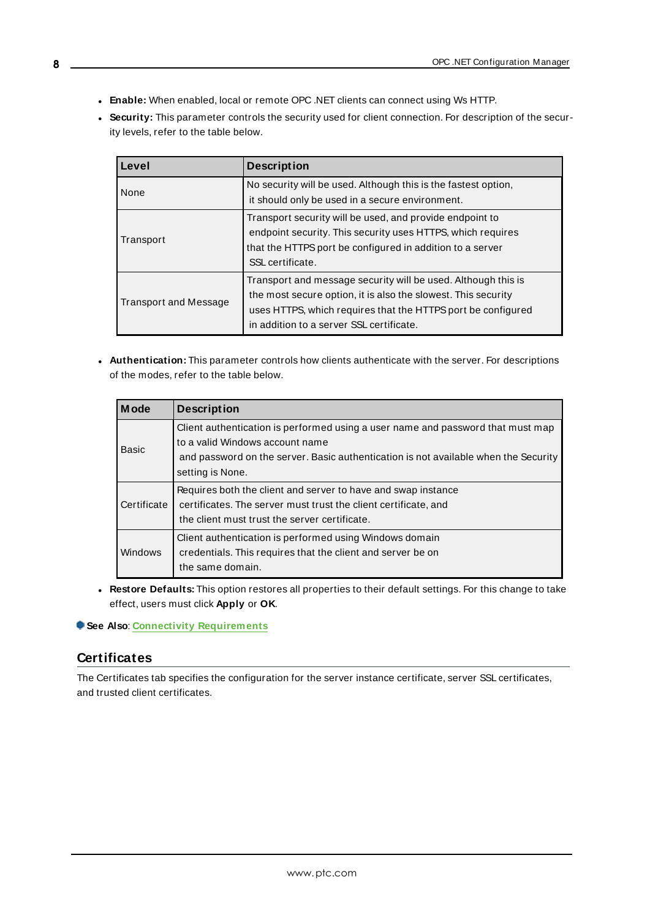- **Enable:** When enabled, local or remote OPC .NET clients can connect using Ws HTTP.
- **Security:** This parameter controls the security used for client connection. For description of the security levels, refer to the table below.

| Level | Description |
| --- | --- |
| None | No security will be used. Although this is the fastest option, it should only be used in a secure environment. |
| Transport | Transport security will be used, and provide endpoint to endpoint security. This security uses HTTPS, which requires that the HTTPS port be configured in addition to a server SSL certificate. |
| Transport and Message | Transport and message security will be used. Although this is the most secure option, it is also the slowest. This security uses HTTPS, which requires that the HTTPS port be configured in addition to a server SSL certificate. |

- **Authentication:** This parameter controls how clients authenticate with the server. For descriptions of the modes, refer to the table below.

| Mode | Description |
| --- | --- |
| Basic | Client authentication is performed using a user name and password that must map to a valid Windows account name and password on the server. Basic authentication is not available when the Security setting is None. |
| Certificate | Requires both the client and server to have and swap instance certificates. The server must trust the client certificate, and the client must trust the server certificate. |
| Windows | Client authentication is performed using Windows domain credentials. This requires that the client and server be on the same domain. |

- **Restore Defaults:** This option restores all properties to their default settings. For this change to take effect, users must click **Apply** or **OK**.

**See Also**: Connectivity Requirements

## Certificates

The Certificates tab specifies the configuration for the server instance certificate, server SSL certificates, and trusted client certificates.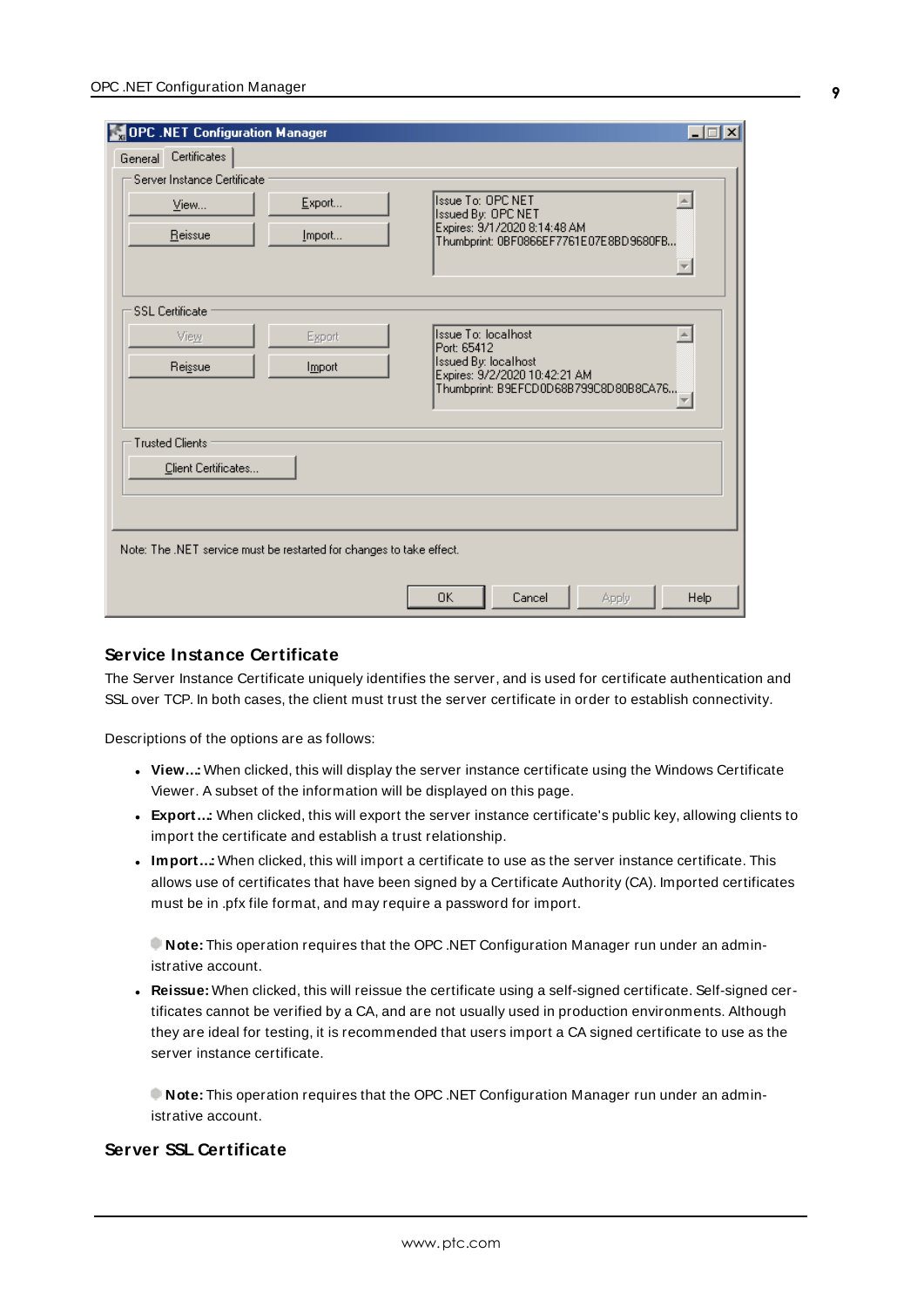### Service Instance Certificate

The Server Instance Certificate uniquely identifies the server, and is used for certificate authentication and SSL over TCP. In both cases, the client must trust the server certificate in order to establish connectivity.

Descriptions of the options are as follows:

- **View...:** When clicked, this will display the server instance certificate using the Windows Certificate Viewer. A subset of the information will be displayed on this page.
- **Export...:** When clicked, this will export the server instance certificate's public key, allowing clients to import the certificate and establish a trust relationship.
- **Import...:** When clicked, this will import a certificate to use as the server instance certificate. This allows use of certificates that have been signed by a Certificate Authority (CA). Imported certificates must be in .pfx file format, and may require a password for import.

  **Note:** This operation requires that the OPC .NET Configuration Manager run under an administrative account.

- **Reissue:** When clicked, this will reissue the certificate using a self-signed certificate. Self-signed certificates cannot be verified by a CA, and are not usually used in production environments. Although they are ideal for testing, it is recommended that users import a CA signed certificate to use as the server instance certificate.

  **Note:** This operation requires that the OPC .NET Configuration Manager run under an administrative account.

### Server SSL Certificate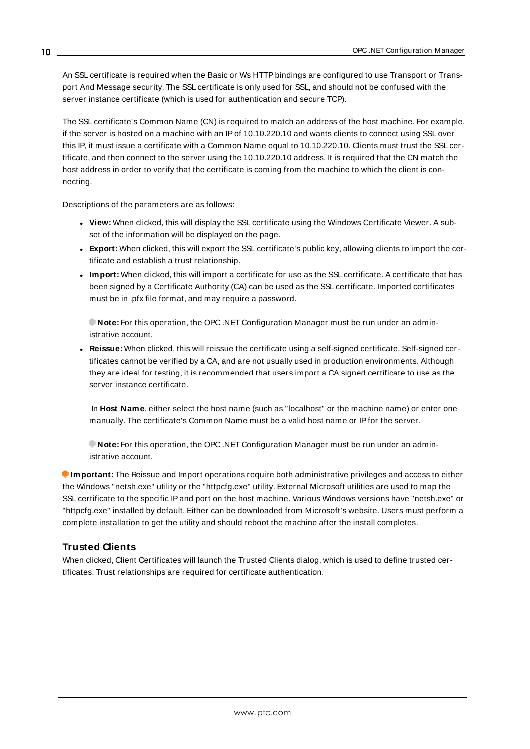An SSL certificate is required when the Basic or Ws HTTP bindings are configured to use Transport or Transport And Message security. The SSL certificate is only used for SSL, and should not be confused with the server instance certificate (which is used for authentication and secure TCP).

The SSL certificate's Common Name (CN) is required to match an address of the host machine. For example, if the server is hosted on a machine with an IP of 10.10.220.10 and wants clients to connect using SSL over this IP, it must issue a certificate with a Common Name equal to 10.10.220.10. Clients must trust the SSL certificate, and then connect to the server using the 10.10.220.10 address. It is required that the CN match the host address in order to verify that the certificate is coming from the machine to which the client is connecting.

Descriptions of the parameters are as follows:

- **View:** When clicked, this will display the SSL certificate using the Windows Certificate Viewer. A subset of the information will be displayed on the page.
- **Export:** When clicked, this will export the SSL certificate's public key, allowing clients to import the certificate and establish a trust relationship.
- **Import:** When clicked, this will import a certificate for use as the SSL certificate. A certificate that has been signed by a Certificate Authority (CA) can be used as the SSL certificate. Imported certificates must be in .pfx file format, and may require a password.

  **Note:** For this operation, the OPC .NET Configuration Manager must be run under an administrative account.

- **Reissue:** When clicked, this will reissue the certificate using a self-signed certificate. Self-signed certificates cannot be verified by a CA, and are not usually used in production environments. Although they are ideal for testing, it is recommended that users import a CA signed certificate to use as the server instance certificate.

  In **Host Name**, either select the host name (such as "localhost" or the machine name) or enter one manually. The certificate's Common Name must be a valid host name or IP for the server.

  **Note:** For this operation, the OPC .NET Configuration Manager must be run under an administrative account.

**Important:** The Reissue and Import operations require both administrative privileges and access to either the Windows "netsh.exe" utility or the "httpcfg.exe" utility. External Microsoft utilities are used to map the SSL certificate to the specific IP and port on the host machine. Various Windows versions have "netsh.exe" or "httpcfg.exe" installed by default. Either can be downloaded from Microsoft's website. Users must perform a complete installation to get the utility and should reboot the machine after the install completes.

### Trusted Clients

When clicked, Client Certificates will launch the Trusted Clients dialog, which is used to define trusted certificates. Trust relationships are required for certificate authentication.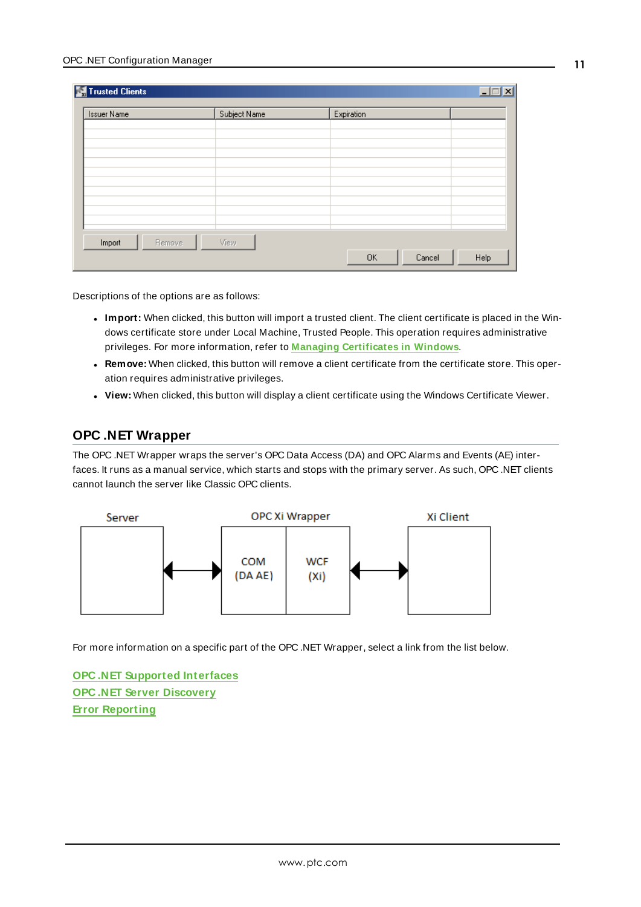Descriptions of the options are as follows:

- **Import:** When clicked, this button will import a trusted client. The client certificate is placed in the Windows certificate store under Local Machine, Trusted People. This operation requires administrative privileges. For more information, refer to **Managing Certificates in Windows**.
- **Remove:** When clicked, this button will remove a client certificate from the certificate store. This operation requires administrative privileges.
- **View:** When clicked, this button will display a client certificate using the Windows Certificate Viewer.

## OPC .NET Wrapper

The OPC .NET Wrapper wraps the server's OPC Data Access (DA) and OPC Alarms and Events (AE) interfaces. It runs as a manual service, which starts and stops with the primary server. As such, OPC .NET clients cannot launch the server like Classic OPC clients.

For more information on a specific part of the OPC .NET Wrapper, select a link from the list below.

**OPC .NET Supported Interfaces**
**OPC .NET Server Discovery**
**Error Reporting**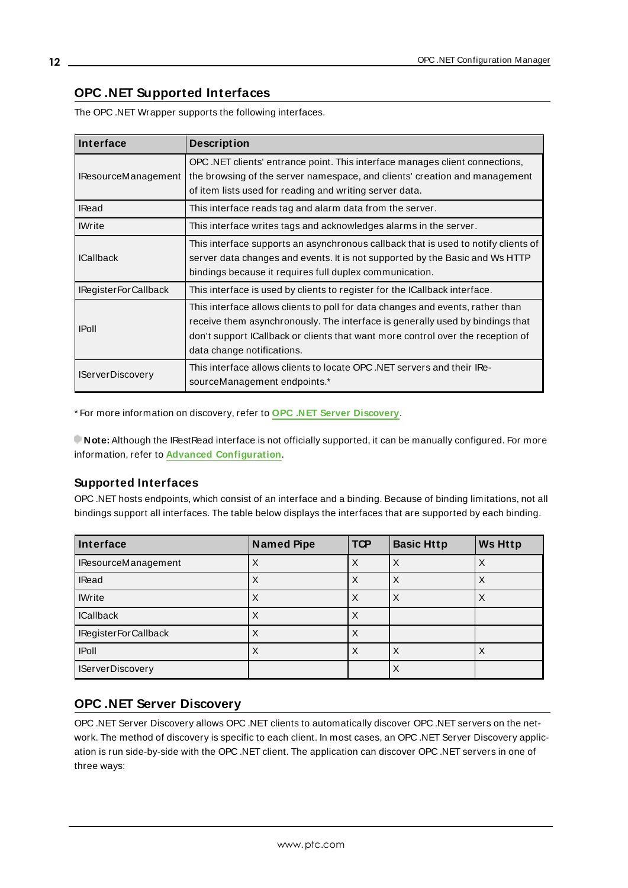## OPC .NET Supported Interfaces

The OPC .NET Wrapper supports the following interfaces.

| Interface | Description |
|---|---|
| IResourceManagement | OPC .NET clients' entrance point. This interface manages client connections, the browsing of the server namespace, and clients' creation and management of item lists used for reading and writing server data. |
| IRead | This interface reads tag and alarm data from the server. |
| IWrite | This interface writes tags and acknowledges alarms in the server. |
| ICallback | This interface supports an asynchronous callback that is used to notify clients of server data changes and events. It is not supported by the Basic and Ws HTTP bindings because it requires full duplex communication. |
| IRegisterForCallback | This interface is used by clients to register for the ICallback interface. |
| IPoll | This interface allows clients to poll for data changes and events, rather than receive them asynchronously. The interface is generally used by bindings that don't support ICallback or clients that want more control over the reception of data change notifications. |
| IServerDiscovery | This interface allows clients to locate OPC .NET servers and their IResourceManagement endpoints.* |

* For more information on discovery, refer to **OPC .NET Server Discovery**.

**Note:** Although the IRestRead interface is not officially supported, it can be manually configured. For more information, refer to **Advanced Configuration**.

### Supported Interfaces

OPC .NET hosts endpoints, which consist of an interface and a binding. Because of binding limitations, not all bindings support all interfaces. The table below displays the interfaces that are supported by each binding.

| Interface | Named Pipe | TCP | Basic Http | Ws Http |
|---|---|---|---|---|
| IResourceManagement | X | X | X | X |
| IRead | X | X | X | X |
| IWrite | X | X | X | X |
| ICallback | X | X | | |
| IRegisterForCallback | X | X | | |
| IPoll | X | X | X | X |
| IServerDiscovery | | | X | |

## OPC .NET Server Discovery

OPC .NET Server Discovery allows OPC .NET clients to automatically discover OPC .NET servers on the network. The method of discovery is specific to each client. In most cases, an OPC .NET Server Discovery application is run side-by-side with the OPC .NET client. The application can discover OPC .NET servers in one of three ways: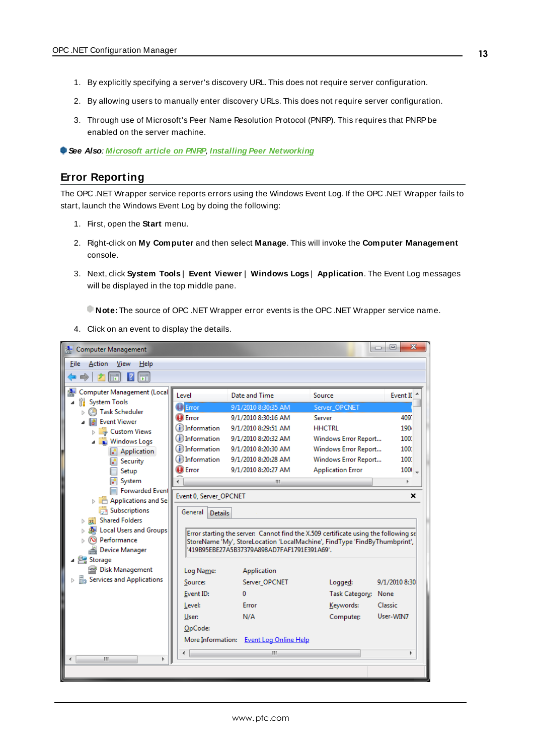1. By explicitly specifying a server's discovery URL. This does not require server configuration.
2. By allowing users to manually enter discovery URLs. This does not require server configuration.
3. Through use of Microsoft's Peer Name Resolution Protocol (PNRP). This requires that PNRP be enabled on the server machine.

***See Also**: Microsoft article on PNRP, Installing Peer Networking*

## Error Reporting

The OPC .NET Wrapper service reports errors using the Windows Event Log. If the OPC .NET Wrapper fails to start, launch the Windows Event Log by doing the following:

1. First, open the **Start** menu.
2. Right-click on **My Computer** and then select **Manage**. This will invoke the **Computer Management** console.
3. Next, click **System Tools** | **Event Viewer** | **Windows Logs** | **Application**. The Event Log messages will be displayed in the top middle pane.

   **Note:** The source of OPC .NET Wrapper error events is the OPC .NET Wrapper service name.

4. Click on an event to display the details.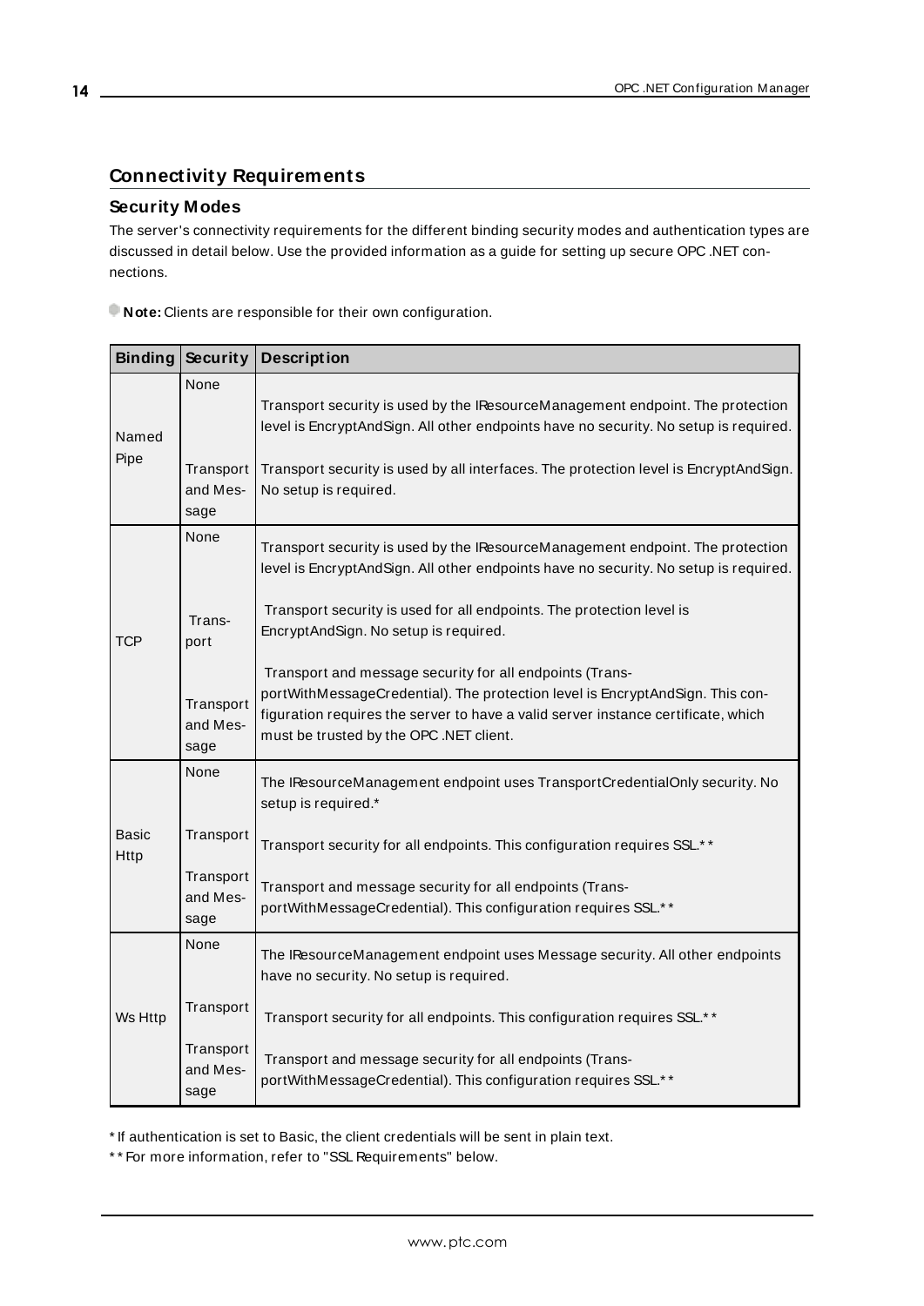## Connectivity Requirements

### Security Modes

The server's connectivity requirements for the different binding security modes and authentication types are discussed in detail below. Use the provided information as a guide for setting up secure OPC .NET connections.

**Note:** Clients are responsible for their own configuration.

| Binding | Security | Description |
|---|---|---|
| Named Pipe | None | Transport security is used by the IResourceManagement endpoint. The protection level is EncryptAndSign. All other endpoints have no security. No setup is required. |
| | Transport and Message | Transport security is used by all interfaces. The protection level is EncryptAndSign. No setup is required. |
| TCP | None | Transport security is used by the IResourceManagement endpoint. The protection level is EncryptAndSign. All other endpoints have no security. No setup is required. |
| | Transport | Transport security is used for all endpoints. The protection level is EncryptAndSign. No setup is required. |
| | Transport and Message | Transport and message security for all endpoints (TransportWithMessageCredential). The protection level is EncryptAndSign. This configuration requires the server to have a valid server instance certificate, which must be trusted by the OPC .NET client. |
| Basic Http | None | The IResourceManagement endpoint uses TransportCredentialOnly security. No setup is required.* |
| | Transport | Transport security for all endpoints. This configuration requires SSL.** |
| | Transport and Message | Transport and message security for all endpoints (TransportWithMessageCredential). This configuration requires SSL.** |
| Ws Http | None | The IResourceManagement endpoint uses Message security. All other endpoints have no security. No setup is required. |
| | Transport | Transport security for all endpoints. This configuration requires SSL.** |
| | Transport and Message | Transport and message security for all endpoints (TransportWithMessageCredential). This configuration requires SSL.** |

* If authentication is set to Basic, the client credentials will be sent in plain text.

** For more information, refer to "SSL Requirements" below.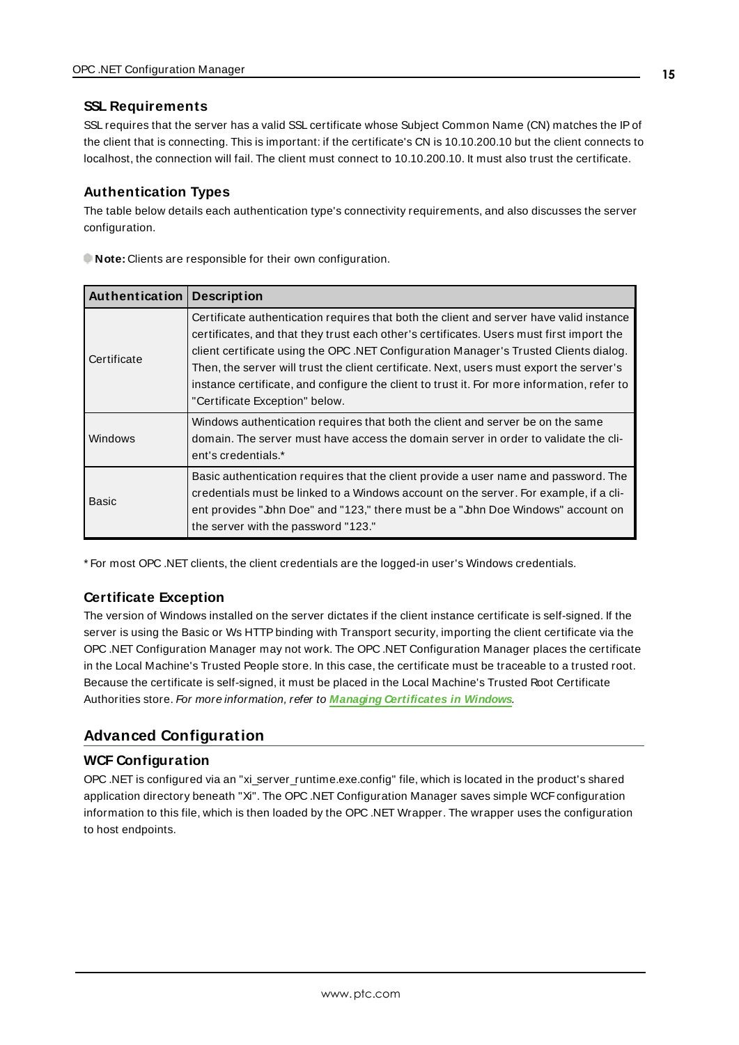### SSL Requirements

SSL requires that the server has a valid SSL certificate whose Subject Common Name (CN) matches the IP of the client that is connecting. This is important: if the certificate's CN is 10.10.200.10 but the client connects to localhost, the connection will fail. The client must connect to 10.10.200.10. It must also trust the certificate.

### Authentication Types

The table below details each authentication type's connectivity requirements, and also discusses the server configuration.

**Note:** Clients are responsible for their own configuration.

| Authentication | Description |
| --- | --- |
| Certificate | Certificate authentication requires that both the client and server have valid instance certificates, and that they trust each other's certificates. Users must first import the client certificate using the OPC .NET Configuration Manager's Trusted Clients dialog. Then, the server will trust the client certificate. Next, users must export the server's instance certificate, and configure the client to trust it. For more information, refer to "Certificate Exception" below. |
| Windows | Windows authentication requires that both the client and server be on the same domain. The server must have access the domain server in order to validate the client's credentials.* |
| Basic | Basic authentication requires that the client provide a user name and password. The credentials must be linked to a Windows account on the server. For example, if a client provides "John Doe" and "123," there must be a "John Doe Windows" account on the server with the password "123." |

* For most OPC .NET clients, the client credentials are the logged-in user's Windows credentials.

### Certificate Exception

The version of Windows installed on the server dictates if the client instance certificate is self-signed. If the server is using the Basic or Ws HTTP binding with Transport security, importing the client certificate via the OPC .NET Configuration Manager may not work. The OPC .NET Configuration Manager places the certificate in the Local Machine's Trusted People store. In this case, the certificate must be traceable to a trusted root. Because the certificate is self-signed, it must be placed in the Local Machine's Trusted Root Certificate Authorities store. *For more information, refer to* ***Managing Certificates in Windows****.*

## Advanced Configuration

### WCF Configuration

OPC .NET is configured via an "xi_server_runtime.exe.config" file, which is located in the product's shared application directory beneath "Xi". The OPC .NET Configuration Manager saves simple WCF configuration information to this file, which is then loaded by the OPC .NET Wrapper. The wrapper uses the configuration to host endpoints.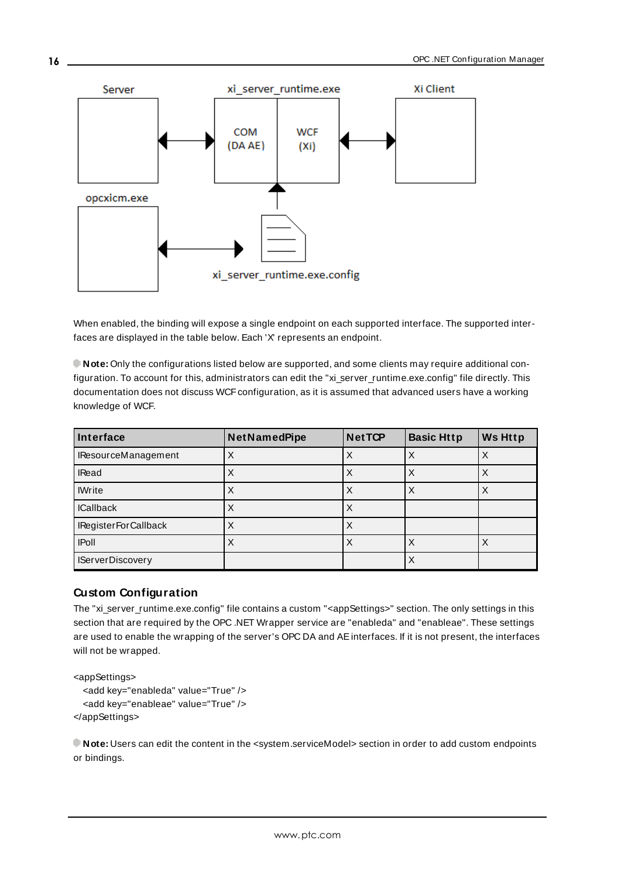When enabled, the binding will expose a single endpoint on each supported interface. The supported interfaces are displayed in the table below. Each 'X' represents an endpoint.

**Note:** Only the configurations listed below are supported, and some clients may require additional configuration. To account for this, administrators can edit the "xi_server_runtime.exe.config" file directly. This documentation does not discuss WCF configuration, as it is assumed that advanced users have a working knowledge of WCF.

| Interface | NetNamedPipe | NetTCP | Basic Http | Ws Http |
|---|---|---|---|---|
| IResourceManagement | X | X | X | X |
| IRead | X | X | X | X |
| IWrite | X | X | X | X |
| ICallback | X | X | | |
| IRegisterForCallback | X | X | | |
| IPoll | X | X | X | X |
| IServerDiscovery | | | X | |

### Custom Configuration

The "xi_server_runtime.exe.config" file contains a custom "<appSettings>" section. The only settings in this section that are required by the OPC .NET Wrapper service are "enableda" and "enableae". These settings are used to enable the wrapping of the server's OPC DA and AE interfaces. If it is not present, the interfaces will not be wrapped.

```
<appSettings>
  <add key="enableda" value="True" />
  <add key="enableae" value="True" />
</appSettings>
```

**Note:** Users can edit the content in the <system.serviceModel> section in order to add custom endpoints or bindings.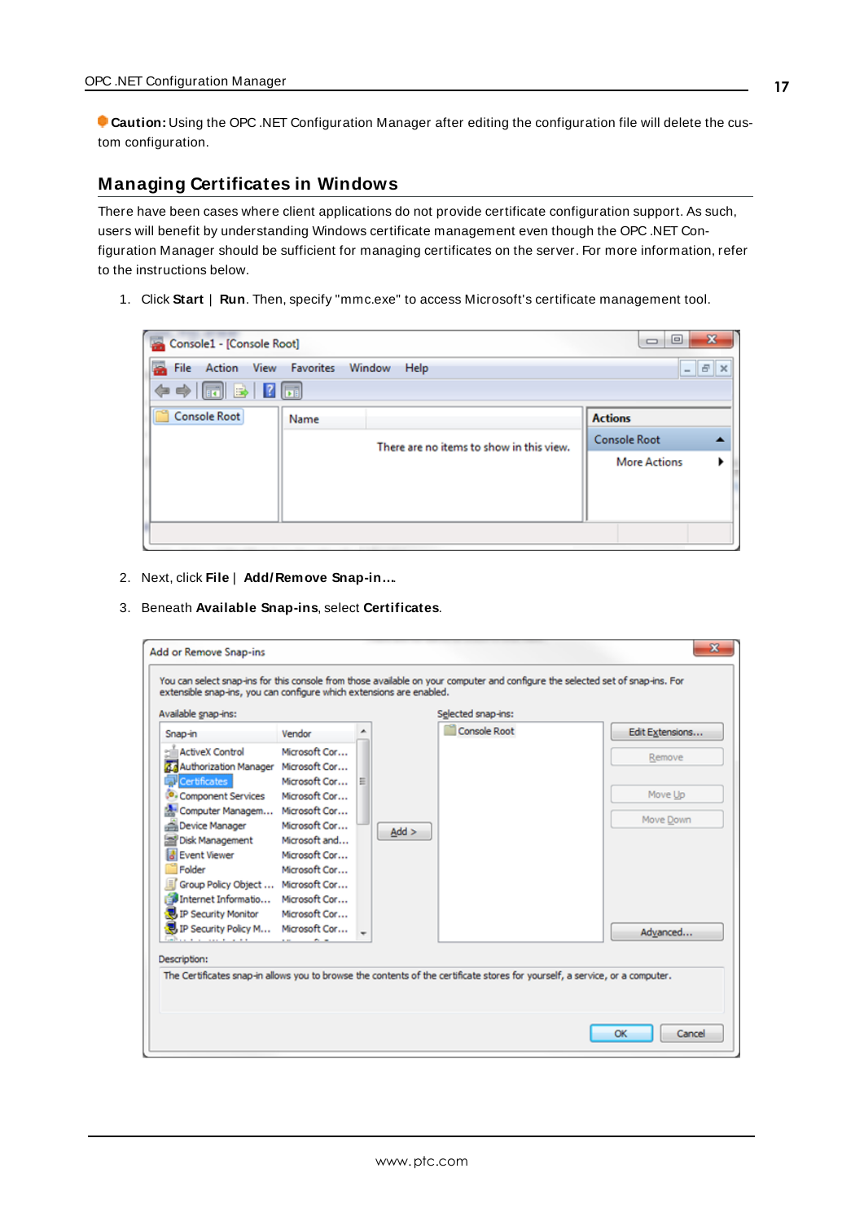**Caution:** Using the OPC .NET Configuration Manager after editing the configuration file will delete the custom configuration.

## Managing Certificates in Windows

There have been cases where client applications do not provide certificate configuration support. As such, users will benefit by understanding Windows certificate management even though the OPC .NET Configuration Manager should be sufficient for managing certificates on the server. For more information, refer to the instructions below.

1. Click **Start** | **Run**. Then, specify "mmc.exe" to access Microsoft's certificate management tool.

2. Next, click **File** | **Add/Remove Snap-in...**.

3. Beneath **Available Snap-ins**, select **Certificates**.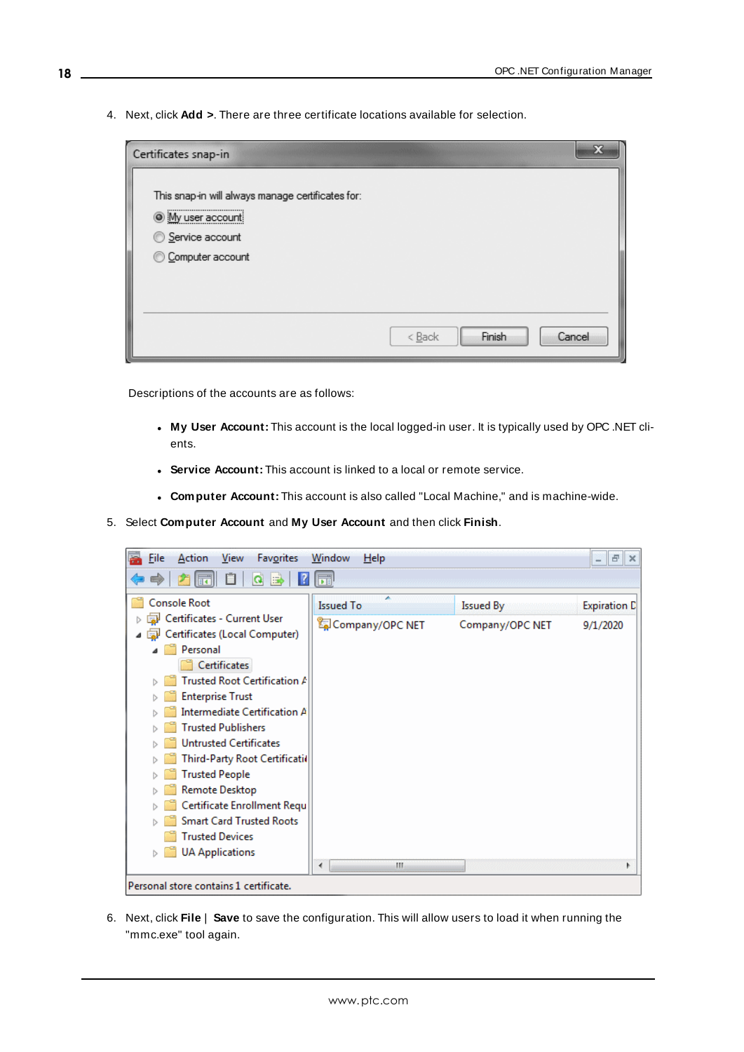4. Next, click **Add >**. There are three certificate locations available for selection.

Descriptions of the accounts are as follows:

- **My User Account:** This account is the local logged-in user. It is typically used by OPC .NET clients.
- **Service Account:** This account is linked to a local or remote service.
- **Computer Account:** This account is also called "Local Machine," and is machine-wide.

5. Select **Computer Account** and **My User Account** and then click **Finish**.

6. Next, click **File** | **Save** to save the configuration. This will allow users to load it when running the "mmc.exe" tool again.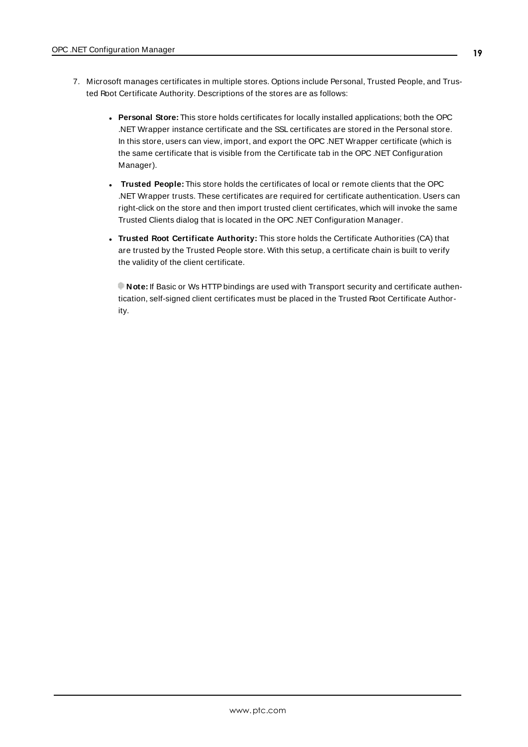7. Microsoft manages certificates in multiple stores. Options include Personal, Trusted People, and Trusted Root Certificate Authority. Descriptions of the stores are as follows:

   - **Personal Store:** This store holds certificates for locally installed applications; both the OPC .NET Wrapper instance certificate and the SSL certificates are stored in the Personal store. In this store, users can view, import, and export the OPC .NET Wrapper certificate (which is the same certificate that is visible from the Certificate tab in the OPC .NET Configuration Manager).
   - **Trusted People:** This store holds the certificates of local or remote clients that the OPC .NET Wrapper trusts. These certificates are required for certificate authentication. Users can right-click on the store and then import trusted client certificates, which will invoke the same Trusted Clients dialog that is located in the OPC .NET Configuration Manager.
   - **Trusted Root Certificate Authority:** This store holds the Certificate Authorities (CA) that are trusted by the Trusted People store. With this setup, a certificate chain is built to verify the validity of the client certificate.

     **Note:** If Basic or Ws HTTP bindings are used with Transport security and certificate authentication, self-signed client certificates must be placed in the Trusted Root Certificate Authority.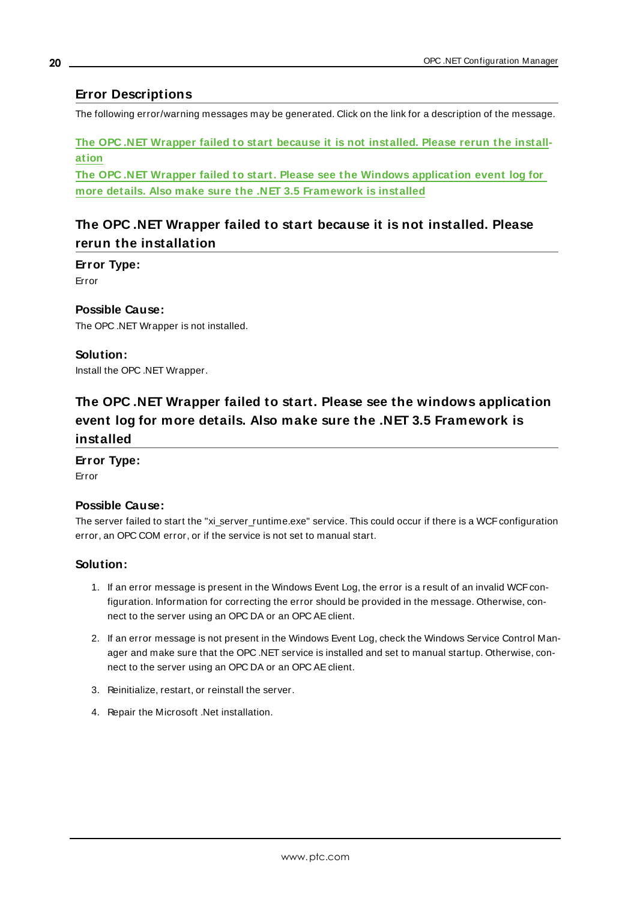## Error Descriptions

The following error/warning messages may be generated. Click on the link for a description of the message.

**The OPC .NET Wrapper failed to start because it is not installed. Please rerun the installation**
**The OPC .NET Wrapper failed to start. Please see the Windows application event log for more details. Also make sure the .NET 3.5 Framework is installed**

### The OPC .NET Wrapper failed to start because it is not installed. Please rerun the installation

**Error Type:**
Error

**Possible Cause:**
The OPC .NET Wrapper is not installed.

**Solution:**
Install the OPC .NET Wrapper.

### The OPC .NET Wrapper failed to start. Please see the windows application event log for more details. Also make sure the .NET 3.5 Framework is installed

**Error Type:**
Error

**Possible Cause:**
The server failed to start the "xi_server_runtime.exe" service. This could occur if there is a WCF configuration error, an OPC COM error, or if the service is not set to manual start.

**Solution:**

1. If an error message is present in the Windows Event Log, the error is a result of an invalid WCF configuration. Information for correcting the error should be provided in the message. Otherwise, connect to the server using an OPC DA or an OPC AE client.
2. If an error message is not present in the Windows Event Log, check the Windows Service Control Manager and make sure that the OPC .NET service is installed and set to manual startup. Otherwise, connect to the server using an OPC DA or an OPC AE client.
3. Reinitialize, restart, or reinstall the server.
4. Repair the Microsoft .Net installation.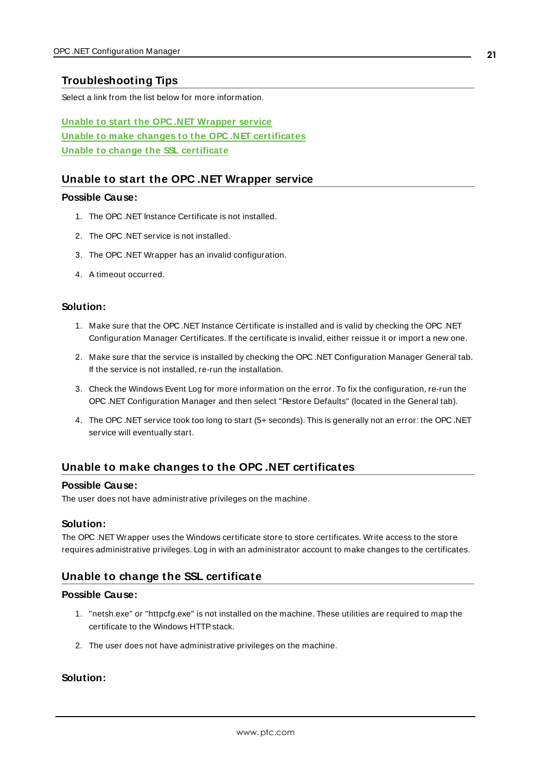## Troubleshooting Tips

Select a link from the list below for more information.

[Unable to start the OPC .NET Wrapper service](#unable-to-start-the-opc-net-wrapper-service)
[Unable to make changes to the OPC .NET certificates](#unable-to-make-changes-to-the-opc-net-certificates)
[Unable to change the SSL certificate](#unable-to-change-the-ssl-certificate)

### Unable to start the OPC .NET Wrapper service

**Possible Cause:**

1. The OPC .NET Instance Certificate is not installed.
2. The OPC .NET service is not installed.
3. The OPC .NET Wrapper has an invalid configuration.
4. A timeout occurred.

**Solution:**

1. Make sure that the OPC .NET Instance Certificate is installed and is valid by checking the OPC .NET Configuration Manager Certificates. If the certificate is invalid, either reissue it or import a new one.
2. Make sure that the service is installed by checking the OPC .NET Configuration Manager General tab. If the service is not installed, re-run the installation.
3. Check the Windows Event Log for more information on the error. To fix the configuration, re-run the OPC .NET Configuration Manager and then select "Restore Defaults" (located in the General tab).
4. The OPC .NET service took too long to start (5+ seconds). This is generally not an error: the OPC .NET service will eventually start.

### Unable to make changes to the OPC .NET certificates

**Possible Cause:**
The user does not have administrative privileges on the machine.

**Solution:**
The OPC .NET Wrapper uses the Windows certificate store to store certificates. Write access to the store requires administrative privileges. Log in with an administrator account to make changes to the certificates.

### Unable to change the SSL certificate

**Possible Cause:**

1. "netsh.exe" or "httpcfg.exe" is not installed on the machine. These utilities are required to map the certificate to the Windows HTTP stack.
2. The user does not have administrative privileges on the machine.

**Solution:**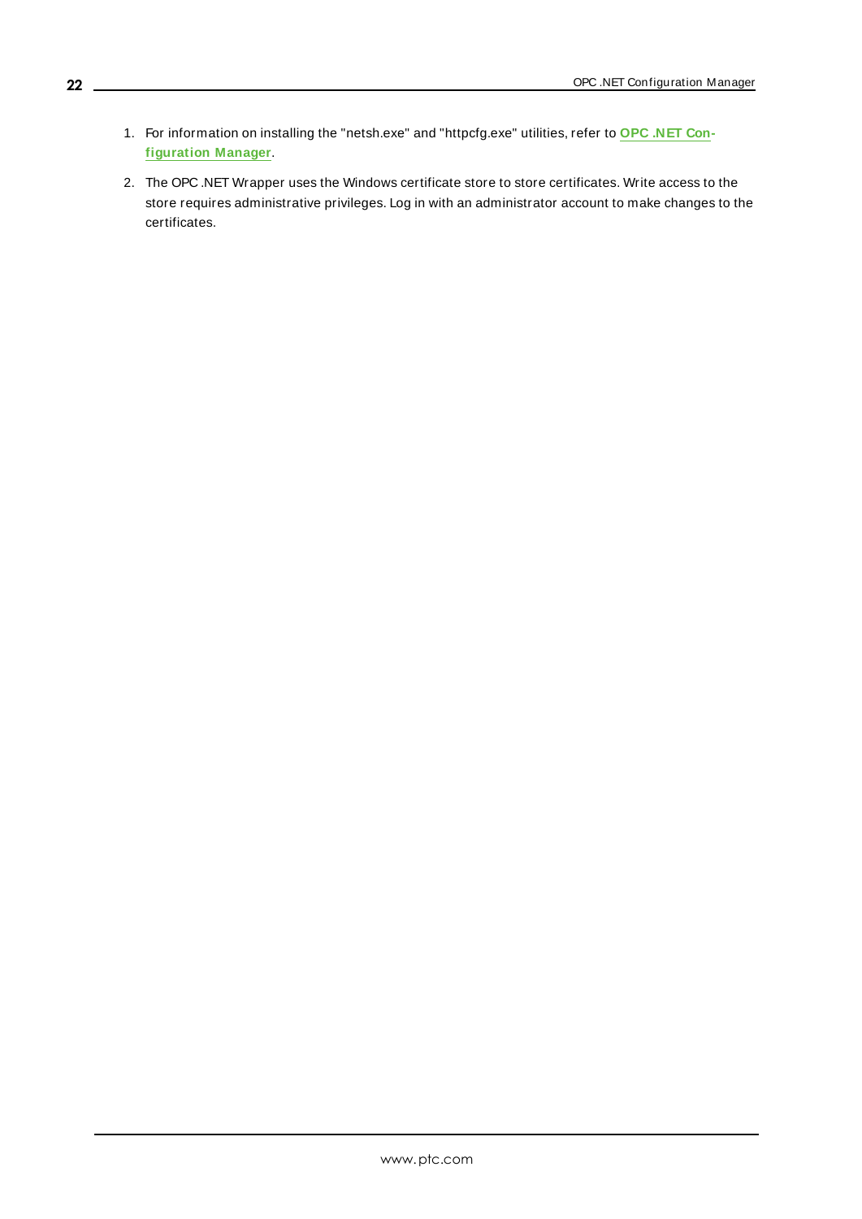1. For information on installing the "netsh.exe" and "httpcfg.exe" utilities, refer to **OPC .NET Configuration Manager**.
2. The OPC .NET Wrapper uses the Windows certificate store to store certificates. Write access to the store requires administrative privileges. Log in with an administrator account to make changes to the certificates.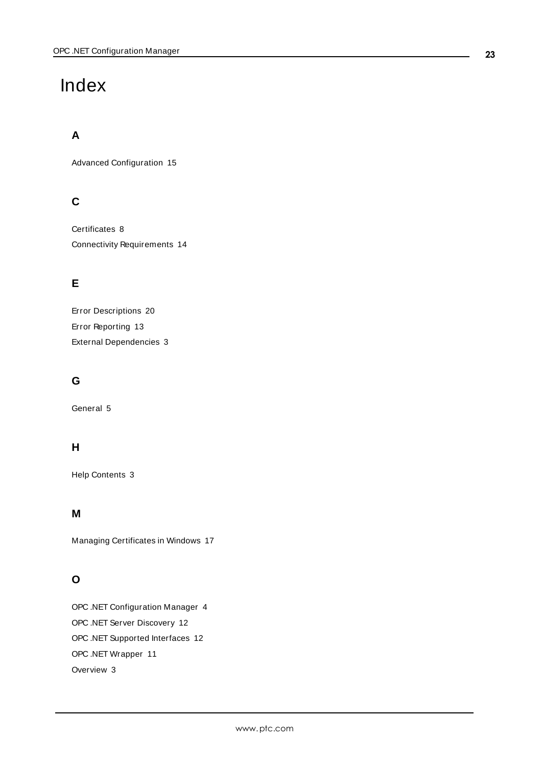# Index

## A

Advanced Configuration 15

## C

Certificates 8

Connectivity Requirements 14

## E

Error Descriptions 20

Error Reporting 13

External Dependencies 3

## G

General 5

## H

Help Contents 3

## M

Managing Certificates in Windows 17

## O

OPC .NET Configuration Manager 4

OPC .NET Server Discovery 12

OPC .NET Supported Interfaces 12

OPC .NET Wrapper 11

Overview 3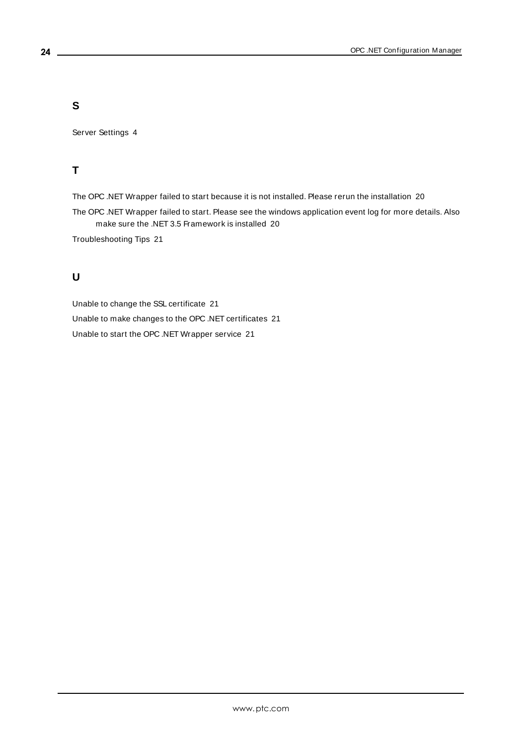## S

Server Settings 4

## T

The OPC .NET Wrapper failed to start because it is not installed. Please rerun the installation 20

The OPC .NET Wrapper failed to start. Please see the windows application event log for more details. Also make sure the .NET 3.5 Framework is installed 20

Troubleshooting Tips 21

## U

Unable to change the SSL certificate 21

Unable to make changes to the OPC .NET certificates 21

Unable to start the OPC .NET Wrapper service 21